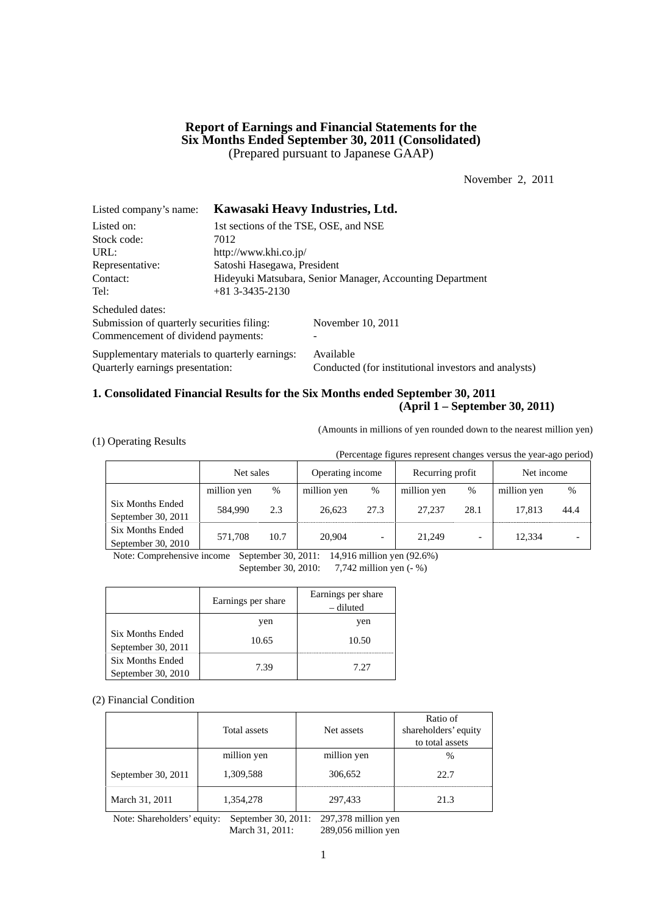# Report of Earnings and Financial Statements for the Six Months Ended September 30, 2011 (Consolidated)

(Prepared pursuant to Japanese GAAP)

November 2, 2011

| | |
|---|---|
| Listed company's name: | **Kawasaki Heavy Industries, Ltd.** |
| Listed on: | 1st sections of the TSE, OSE, and NSE |
| Stock code: | 7012 |
| URL: | http://www.khi.co.jp/ |
| Representative: | Satoshi Hasegawa, President |
| Contact: | Hideyuki Matsubara, Senior Manager, Accounting Department |
| Tel: | +81 3-3435-2130 |

Scheduled dates:

| | |
|---|---|
| Submission of quarterly securities filing: | November 10, 2011 |
| Commencement of dividend payments: | - |
| Supplementary materials to quarterly earnings: | Available |
| Quarterly earnings presentation: | Conducted (for institutional investors and analysts) |

## 1. Consolidated Financial Results for the Six Months ended September 30, 2011 (April 1 – September 30, 2011)

(Amounts in millions of yen rounded down to the nearest million yen)

(1) Operating Results

(Percentage figures represent changes versus the year-ago period)

| | Net sales | | Operating income | | Recurring profit | | Net income | |
|---|---|---|---|---|---|---|---|---|
| | million yen | % | million yen | % | million yen | % | million yen | % |
| Six Months Ended September 30, 2011 | 584,990 | 2.3 | 26,623 | 27.3 | 27,237 | 28.1 | 17,813 | 44.4 |
| Six Months Ended September 30, 2010 | 571,708 | 10.7 | 20,904 | - | 21,249 | - | 12,334 | - |

Note: Comprehensive income September 30, 2011: 14,916 million yen (92.6%)
September 30, 2010: 7,742 million yen (- %)

| | Earnings per share | Earnings per share – diluted |
|---|---|---|
| | yen | yen |
| Six Months Ended September 30, 2011 | 10.65 | 10.50 |
| Six Months Ended September 30, 2010 | 7.39 | 7.27 |

(2) Financial Condition

| | Total assets | Net assets | Ratio of shareholders' equity to total assets |
|---|---|---|---|
| | million yen | million yen | % |
| September 30, 2011 | 1,309,588 | 306,652 | 22.7 |
| March 31, 2011 | 1,354,278 | 297,433 | 21.3 |

Note: Shareholders' equity: September 30, 2011: 297,378 million yen
March 31, 2011: 289,056 million yen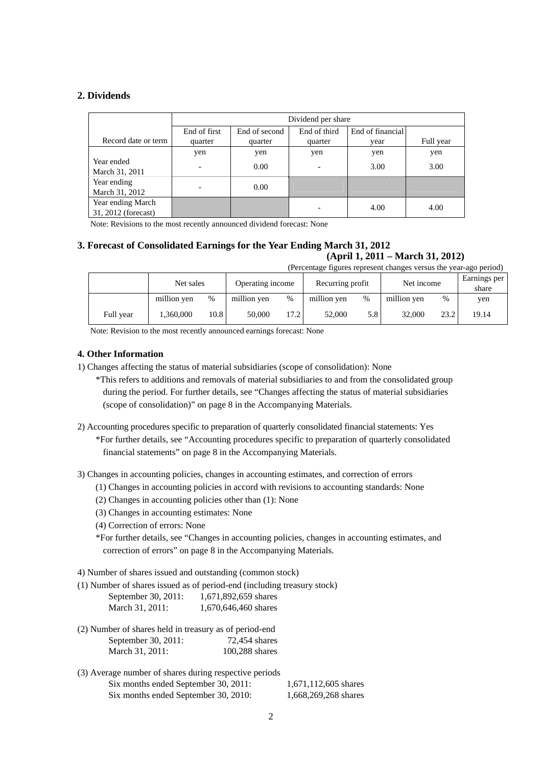## 2. Dividends

| Record date or term | Dividend per share | | | | |
|---|---|---|---|---|---|
| | End of first quarter | End of second quarter | End of third quarter | End of financial year | Full year |
| | yen | yen | yen | yen | yen |
| Year ended March 31, 2011 | - | 0.00 | - | 3.00 | 3.00 |
| Year ending March 31, 2012 | - | 0.00 | | | |
| Year ending March 31, 2012 (forecast) | | | - | 4.00 | 4.00 |

Note: Revisions to the most recently announced dividend forecast: None

## 3. Forecast of Consolidated Earnings for the Year Ending March 31, 2012

**(April 1, 2011 – March 31, 2012)**

(Percentage figures represent changes versus the year-ago period)

| | Net sales | | Operating income | | Recurring profit | | Net income | | Earnings per share |
|---|---|---|---|---|---|---|---|---|---|
| | million yen | % | million yen | % | million yen | % | million yen | % | yen |
| Full year | 1,360,000 | 10.8 | 50,000 | 17.2 | 52,000 | 5.8 | 32,000 | 23.2 | 19.14 |

Note: Revision to the most recently announced earnings forecast: None

## 4. Other Information

1) Changes affecting the status of material subsidiaries (scope of consolidation): None

*This refers to additions and removals of material subsidiaries to and from the consolidated group during the period. For further details, see "Changes affecting the status of material subsidiaries (scope of consolidation)" on page 8 in the Accompanying Materials.

2) Accounting procedures specific to preparation of quarterly consolidated financial statements: Yes

*For further details, see "Accounting procedures specific to preparation of quarterly consolidated financial statements" on page 8 in the Accompanying Materials.

3) Changes in accounting policies, changes in accounting estimates, and correction of errors

(1) Changes in accounting policies in accord with revisions to accounting standards: None

(2) Changes in accounting policies other than (1): None

(3) Changes in accounting estimates: None

(4) Correction of errors: None

*For further details, see "Changes in accounting policies, changes in accounting estimates, and correction of errors" on page 8 in the Accompanying Materials.

4) Number of shares issued and outstanding (common stock)

(1) Number of shares issued as of period-end (including treasury stock)

September 30, 2011: 1,671,892,659 shares
March 31, 2011: 1,670,646,460 shares

(2) Number of shares held in treasury as of period-end

September 30, 2011: 72,454 shares
March 31, 2011: 100,288 shares

(3) Average number of shares during respective periods

Six months ended September 30, 2011: 1,671,112,605 shares
Six months ended September 30, 2010: 1,668,269,268 shares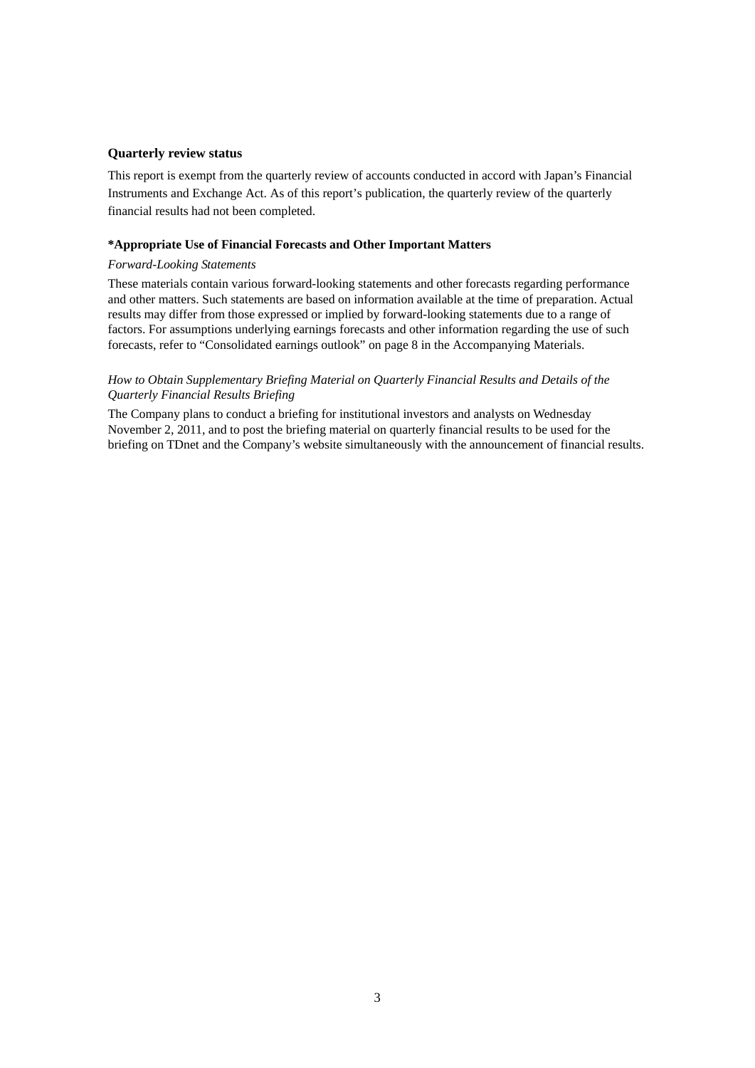**Quarterly review status**

This report is exempt from the quarterly review of accounts conducted in accord with Japan's Financial Instruments and Exchange Act. As of this report's publication, the quarterly review of the quarterly financial results had not been completed.

**\*Appropriate Use of Financial Forecasts and Other Important Matters**

*Forward-Looking Statements*

These materials contain various forward-looking statements and other forecasts regarding performance and other matters. Such statements are based on information available at the time of preparation. Actual results may differ from those expressed or implied by forward-looking statements due to a range of factors. For assumptions underlying earnings forecasts and other information regarding the use of such forecasts, refer to "Consolidated earnings outlook" on page 8 in the Accompanying Materials.

*How to Obtain Supplementary Briefing Material on Quarterly Financial Results and Details of the Quarterly Financial Results Briefing*

The Company plans to conduct a briefing for institutional investors and analysts on Wednesday November 2, 2011, and to post the briefing material on quarterly financial results to be used for the briefing on TDnet and the Company's website simultaneously with the announcement of financial results.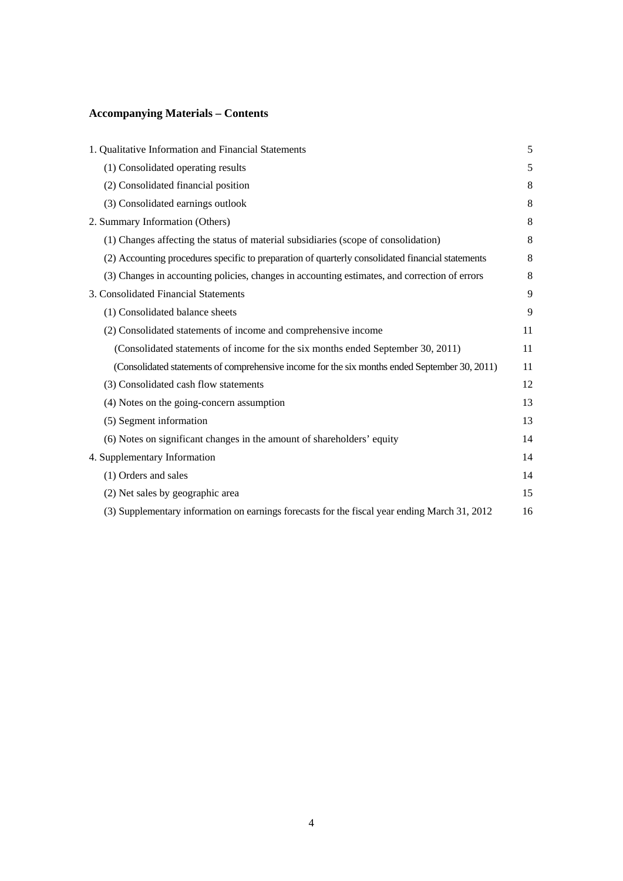## Accompanying Materials – Contents

| | |
|---|---|
| 1. Qualitative Information and Financial Statements | 5 |
| (1) Consolidated operating results | 5 |
| (2) Consolidated financial position | 8 |
| (3) Consolidated earnings outlook | 8 |
| 2. Summary Information (Others) | 8 |
| (1) Changes affecting the status of material subsidiaries (scope of consolidation) | 8 |
| (2) Accounting procedures specific to preparation of quarterly consolidated financial statements | 8 |
| (3) Changes in accounting policies, changes in accounting estimates, and correction of errors | 8 |
| 3. Consolidated Financial Statements | 9 |
| (1) Consolidated balance sheets | 9 |
| (2) Consolidated statements of income and comprehensive income | 11 |
| (Consolidated statements of income for the six months ended September 30, 2011) | 11 |
| (Consolidated statements of comprehensive income for the six months ended September 30, 2011) | 11 |
| (3) Consolidated cash flow statements | 12 |
| (4) Notes on the going-concern assumption | 13 |
| (5) Segment information | 13 |
| (6) Notes on significant changes in the amount of shareholders' equity | 14 |
| 4. Supplementary Information | 14 |
| (1) Orders and sales | 14 |
| (2) Net sales by geographic area | 15 |
| (3) Supplementary information on earnings forecasts for the fiscal year ending March 31, 2012 | 16 |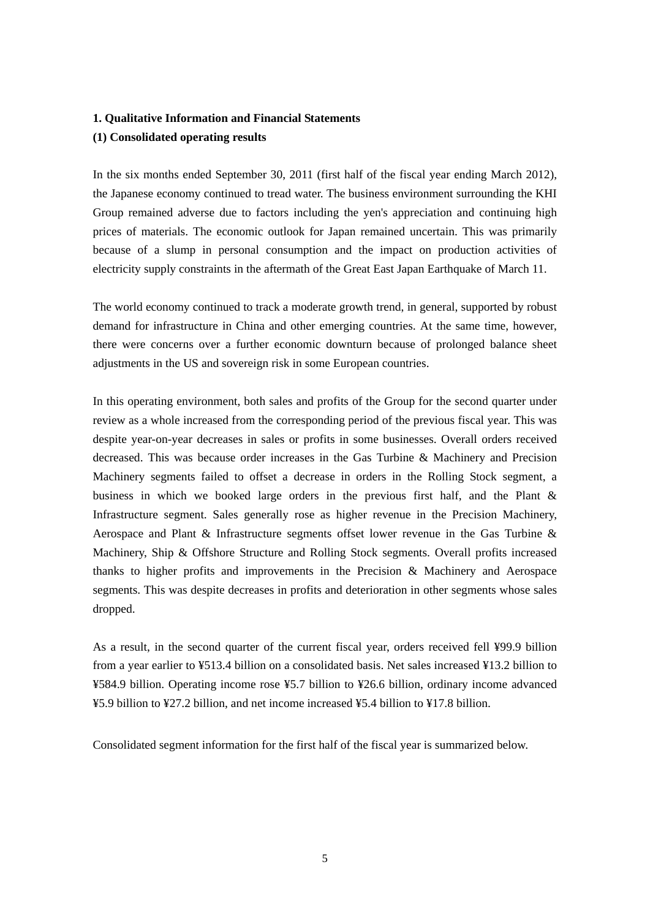**1. Qualitative Information and Financial Statements**

**(1) Consolidated operating results**

In the six months ended September 30, 2011 (first half of the fiscal year ending March 2012), the Japanese economy continued to tread water. The business environment surrounding the KHI Group remained adverse due to factors including the yen's appreciation and continuing high prices of materials. The economic outlook for Japan remained uncertain. This was primarily because of a slump in personal consumption and the impact on production activities of electricity supply constraints in the aftermath of the Great East Japan Earthquake of March 11.

The world economy continued to track a moderate growth trend, in general, supported by robust demand for infrastructure in China and other emerging countries. At the same time, however, there were concerns over a further economic downturn because of prolonged balance sheet adjustments in the US and sovereign risk in some European countries.

In this operating environment, both sales and profits of the Group for the second quarter under review as a whole increased from the corresponding period of the previous fiscal year. This was despite year-on-year decreases in sales or profits in some businesses. Overall orders received decreased. This was because order increases in the Gas Turbine & Machinery and Precision Machinery segments failed to offset a decrease in orders in the Rolling Stock segment, a business in which we booked large orders in the previous first half, and the Plant & Infrastructure segment. Sales generally rose as higher revenue in the Precision Machinery, Aerospace and Plant & Infrastructure segments offset lower revenue in the Gas Turbine & Machinery, Ship & Offshore Structure and Rolling Stock segments. Overall profits increased thanks to higher profits and improvements in the Precision & Machinery and Aerospace segments. This was despite decreases in profits and deterioration in other segments whose sales dropped.

As a result, in the second quarter of the current fiscal year, orders received fell ¥99.9 billion from a year earlier to ¥513.4 billion on a consolidated basis. Net sales increased ¥13.2 billion to ¥584.9 billion. Operating income rose ¥5.7 billion to ¥26.6 billion, ordinary income advanced ¥5.9 billion to ¥27.2 billion, and net income increased ¥5.4 billion to ¥17.8 billion.

Consolidated segment information for the first half of the fiscal year is summarized below.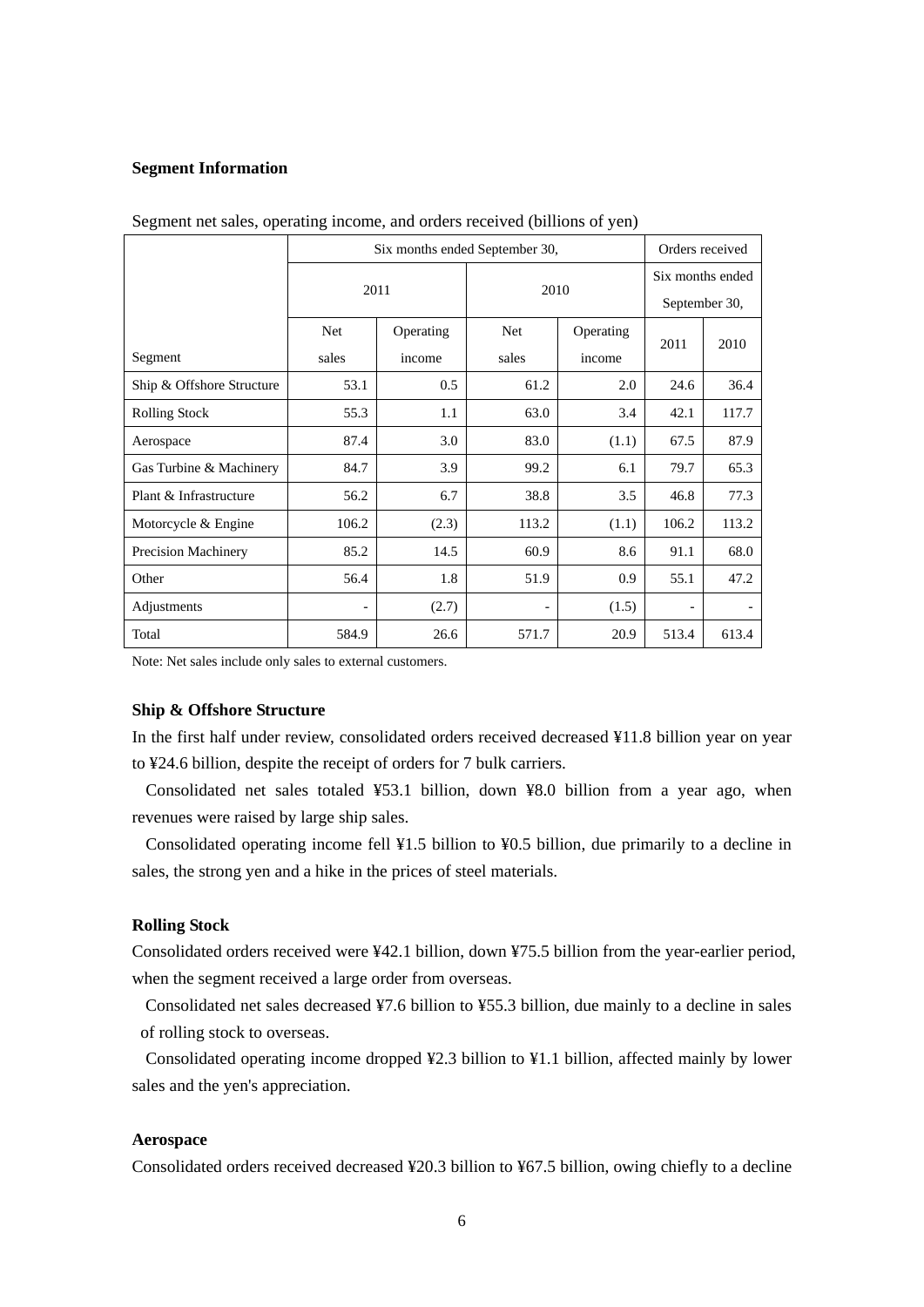**Segment Information**

Segment net sales, operating income, and orders received (billions of yen)

| | Six months ended September 30, | | | | Orders received | |
|---|---|---|---|---|---|---|
| | 2011 | | 2010 | | Six months ended September 30, | |
| Segment | Net sales | Operating income | Net sales | Operating income | 2011 | 2010 |
| Ship & Offshore Structure | 53.1 | 0.5 | 61.2 | 2.0 | 24.6 | 36.4 |
| Rolling Stock | 55.3 | 1.1 | 63.0 | 3.4 | 42.1 | 117.7 |
| Aerospace | 87.4 | 3.0 | 83.0 | (1.1) | 67.5 | 87.9 |
| Gas Turbine & Machinery | 84.7 | 3.9 | 99.2 | 6.1 | 79.7 | 65.3 |
| Plant & Infrastructure | 56.2 | 6.7 | 38.8 | 3.5 | 46.8 | 77.3 |
| Motorcycle & Engine | 106.2 | (2.3) | 113.2 | (1.1) | 106.2 | 113.2 |
| Precision Machinery | 85.2 | 14.5 | 60.9 | 8.6 | 91.1 | 68.0 |
| Other | 56.4 | 1.8 | 51.9 | 0.9 | 55.1 | 47.2 |
| Adjustments | - | (2.7) | - | (1.5) | - | - |
| Total | 584.9 | 26.6 | 571.7 | 20.9 | 513.4 | 613.4 |

Note: Net sales include only sales to external customers.

**Ship & Offshore Structure**

In the first half under review, consolidated orders received decreased ¥11.8 billion year on year to ¥24.6 billion, despite the receipt of orders for 7 bulk carriers.

Consolidated net sales totaled ¥53.1 billion, down ¥8.0 billion from a year ago, when revenues were raised by large ship sales.

Consolidated operating income fell ¥1.5 billion to ¥0.5 billion, due primarily to a decline in sales, the strong yen and a hike in the prices of steel materials.

**Rolling Stock**

Consolidated orders received were ¥42.1 billion, down ¥75.5 billion from the year-earlier period, when the segment received a large order from overseas.

Consolidated net sales decreased ¥7.6 billion to ¥55.3 billion, due mainly to a decline in sales of rolling stock to overseas.

Consolidated operating income dropped ¥2.3 billion to ¥1.1 billion, affected mainly by lower sales and the yen's appreciation.

**Aerospace**

Consolidated orders received decreased ¥20.3 billion to ¥67.5 billion, owing chiefly to a decline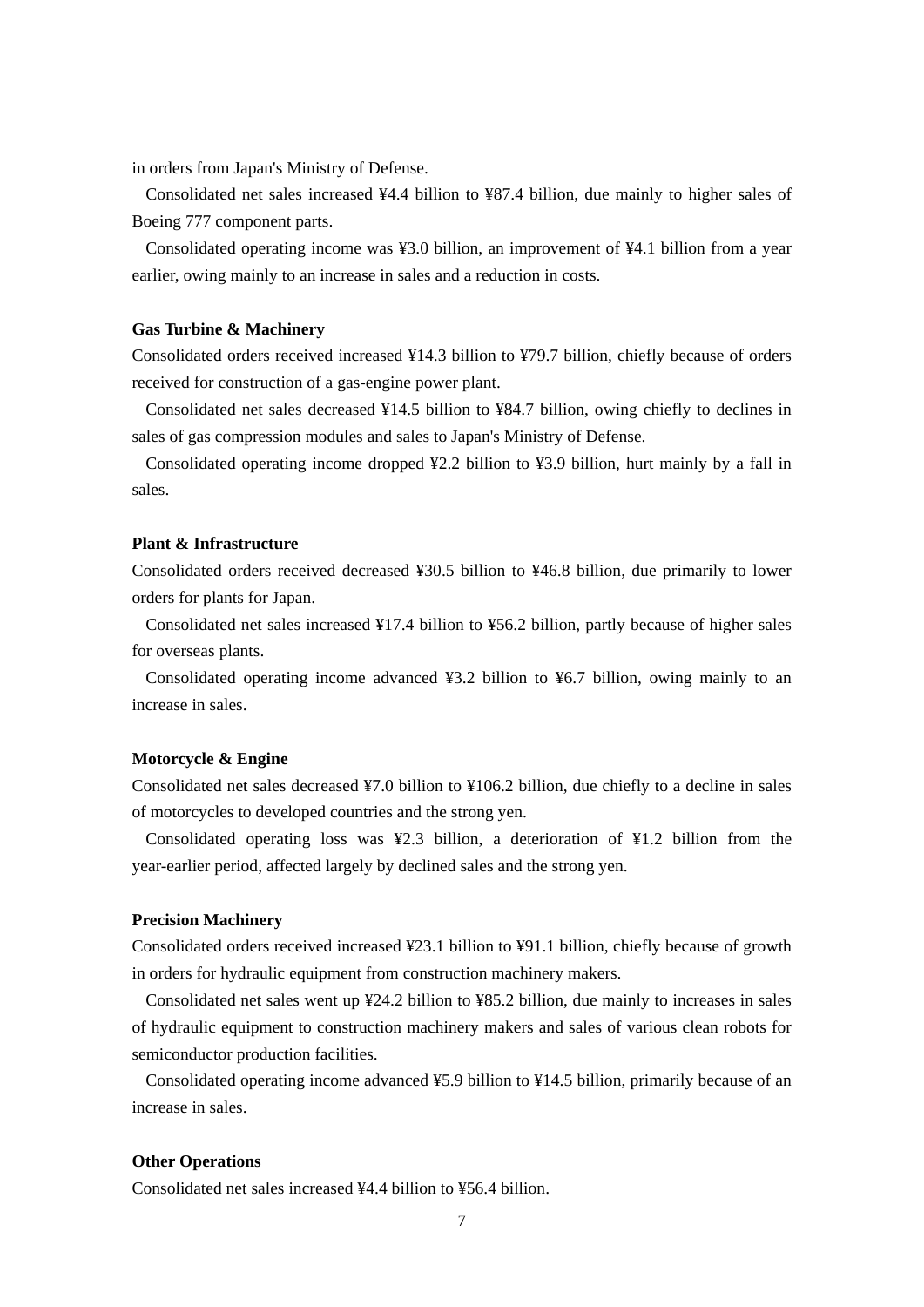in orders from Japan's Ministry of Defense.

Consolidated net sales increased ¥4.4 billion to ¥87.4 billion, due mainly to higher sales of Boeing 777 component parts.

Consolidated operating income was ¥3.0 billion, an improvement of ¥4.1 billion from a year earlier, owing mainly to an increase in sales and a reduction in costs.

**Gas Turbine & Machinery**

Consolidated orders received increased ¥14.3 billion to ¥79.7 billion, chiefly because of orders received for construction of a gas-engine power plant.

Consolidated net sales decreased ¥14.5 billion to ¥84.7 billion, owing chiefly to declines in sales of gas compression modules and sales to Japan's Ministry of Defense.

Consolidated operating income dropped ¥2.2 billion to ¥3.9 billion, hurt mainly by a fall in sales.

**Plant & Infrastructure**

Consolidated orders received decreased ¥30.5 billion to ¥46.8 billion, due primarily to lower orders for plants for Japan.

Consolidated net sales increased ¥17.4 billion to ¥56.2 billion, partly because of higher sales for overseas plants.

Consolidated operating income advanced ¥3.2 billion to ¥6.7 billion, owing mainly to an increase in sales.

**Motorcycle & Engine**

Consolidated net sales decreased ¥7.0 billion to ¥106.2 billion, due chiefly to a decline in sales of motorcycles to developed countries and the strong yen.

Consolidated operating loss was ¥2.3 billion, a deterioration of ¥1.2 billion from the year-earlier period, affected largely by declined sales and the strong yen.

**Precision Machinery**

Consolidated orders received increased ¥23.1 billion to ¥91.1 billion, chiefly because of growth in orders for hydraulic equipment from construction machinery makers.

Consolidated net sales went up ¥24.2 billion to ¥85.2 billion, due mainly to increases in sales of hydraulic equipment to construction machinery makers and sales of various clean robots for semiconductor production facilities.

Consolidated operating income advanced ¥5.9 billion to ¥14.5 billion, primarily because of an increase in sales.

**Other Operations**

Consolidated net sales increased ¥4.4 billion to ¥56.4 billion.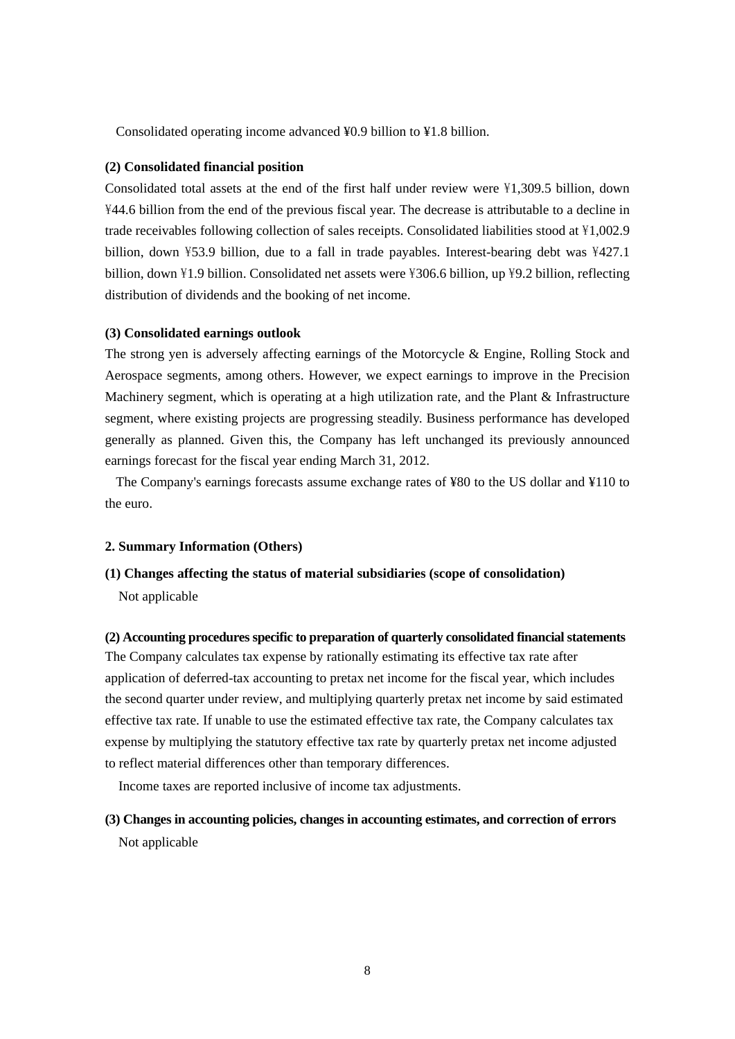Consolidated operating income advanced ¥0.9 billion to ¥1.8 billion.

**(2) Consolidated financial position**

Consolidated total assets at the end of the first half under review were ¥1,309.5 billion, down ¥44.6 billion from the end of the previous fiscal year. The decrease is attributable to a decline in trade receivables following collection of sales receipts. Consolidated liabilities stood at ¥1,002.9 billion, down ¥53.9 billion, due to a fall in trade payables. Interest-bearing debt was ¥427.1 billion, down ¥1.9 billion. Consolidated net assets were ¥306.6 billion, up ¥9.2 billion, reflecting distribution of dividends and the booking of net income.

**(3) Consolidated earnings outlook**

The strong yen is adversely affecting earnings of the Motorcycle & Engine, Rolling Stock and Aerospace segments, among others. However, we expect earnings to improve in the Precision Machinery segment, which is operating at a high utilization rate, and the Plant & Infrastructure segment, where existing projects are progressing steadily. Business performance has developed generally as planned. Given this, the Company has left unchanged its previously announced earnings forecast for the fiscal year ending March 31, 2012.

The Company's earnings forecasts assume exchange rates of ¥80 to the US dollar and ¥110 to the euro.

**2. Summary Information (Others)**

**(1) Changes affecting the status of material subsidiaries (scope of consolidation)**

Not applicable

**(2) Accounting procedures specific to preparation of quarterly consolidated financial statements**

The Company calculates tax expense by rationally estimating its effective tax rate after application of deferred-tax accounting to pretax net income for the fiscal year, which includes the second quarter under review, and multiplying quarterly pretax net income by said estimated effective tax rate. If unable to use the estimated effective tax rate, the Company calculates tax expense by multiplying the statutory effective tax rate by quarterly pretax net income adjusted to reflect material differences other than temporary differences.

Income taxes are reported inclusive of income tax adjustments.

**(3) Changes in accounting policies, changes in accounting estimates, and correction of errors**

Not applicable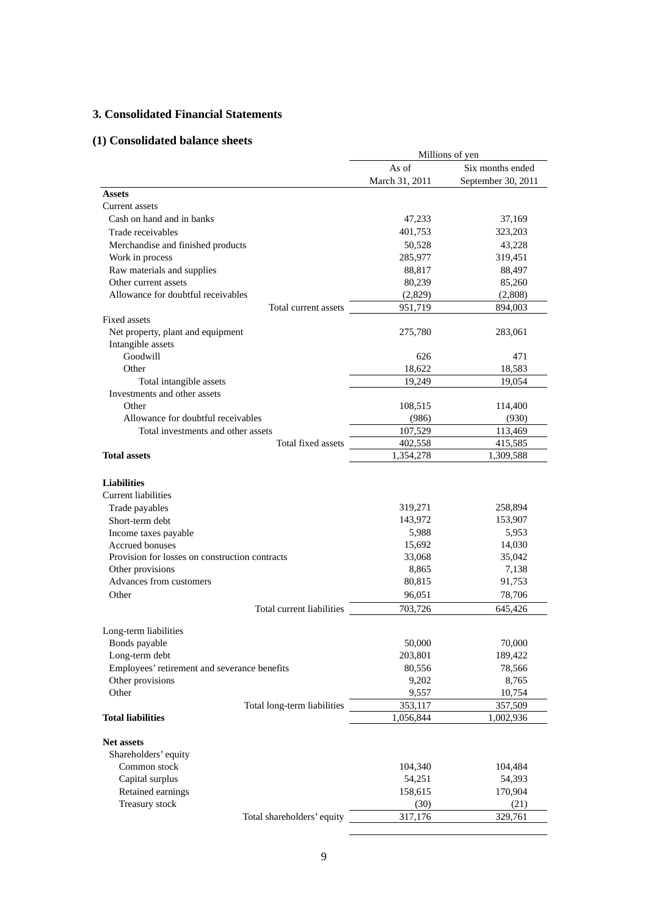## 3. Consolidated Financial Statements

### (1) Consolidated balance sheets

| | Millions of yen | |
|---|---|---|
| | As of March 31, 2011 | Six months ended September 30, 2011 |
| **Assets** | | |
| Current assets | | |
| Cash on hand and in banks | 47,233 | 37,169 |
| Trade receivables | 401,753 | 323,203 |
| Merchandise and finished products | 50,528 | 43,228 |
| Work in process | 285,977 | 319,451 |
| Raw materials and supplies | 88,817 | 88,497 |
| Other current assets | 80,239 | 85,260 |
| Allowance for doubtful receivables | (2,829) | (2,808) |
| Total current assets | 951,719 | 894,003 |
| Fixed assets | | |
| Net property, plant and equipment | 275,780 | 283,061 |
| Intangible assets | | |
| Goodwill | 626 | 471 |
| Other | 18,622 | 18,583 |
| Total intangible assets | 19,249 | 19,054 |
| Investments and other assets | | |
| Other | 108,515 | 114,400 |
| Allowance for doubtful receivables | (986) | (930) |
| Total investments and other assets | 107,529 | 113,469 |
| Total fixed assets | 402,558 | 415,585 |
| **Total assets** | 1,354,278 | 1,309,588 |
| | | |
| **Liabilities** | | |
| Current liabilities | | |
| Trade payables | 319,271 | 258,894 |
| Short-term debt | 143,972 | 153,907 |
| Income taxes payable | 5,988 | 5,953 |
| Accrued bonuses | 15,692 | 14,030 |
| Provision for losses on construction contracts | 33,068 | 35,042 |
| Other provisions | 8,865 | 7,138 |
| Advances from customers | 80,815 | 91,753 |
| Other | 96,051 | 78,706 |
| Total current liabilities | 703,726 | 645,426 |
| | | |
| Long-term liabilities | | |
| Bonds payable | 50,000 | 70,000 |
| Long-term debt | 203,801 | 189,422 |
| Employees' retirement and severance benefits | 80,556 | 78,566 |
| Other provisions | 9,202 | 8,765 |
| Other | 9,557 | 10,754 |
| Total long-term liabilities | 353,117 | 357,509 |
| **Total liabilities** | 1,056,844 | 1,002,936 |
| | | |
| **Net assets** | | |
| Shareholders' equity | | |
| Common stock | 104,340 | 104,484 |
| Capital surplus | 54,251 | 54,393 |
| Retained earnings | 158,615 | 170,904 |
| Treasury stock | (30) | (21) |
| Total shareholders' equity | 317,176 | 329,761 |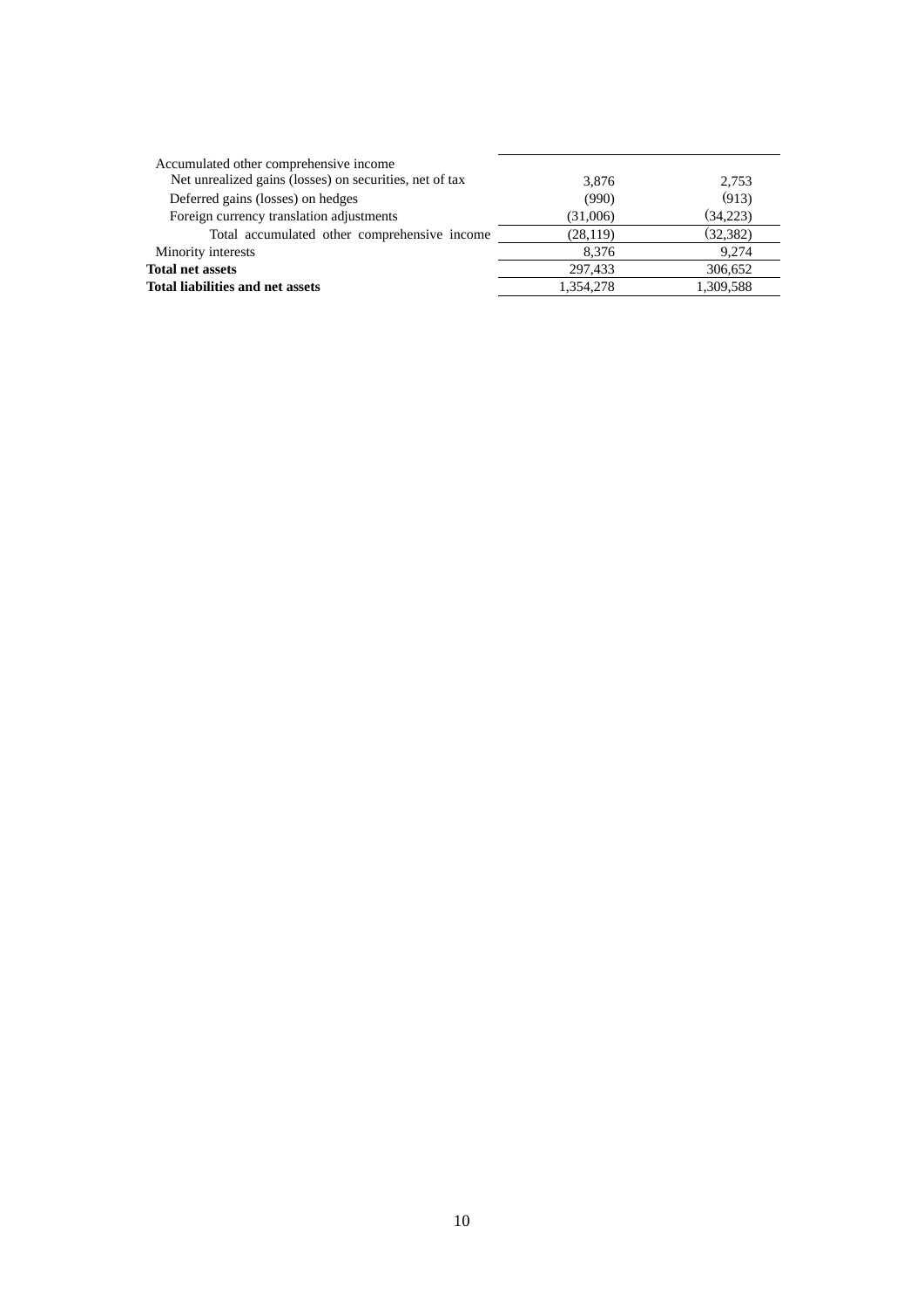| | | |
|---|---|---|
| Accumulated other comprehensive income | | |
| Net unrealized gains (losses) on securities, net of tax | 3,876 | 2,753 |
| Deferred gains (losses) on hedges | (990) | (913) |
| Foreign currency translation adjustments | (31,006) | (34,223) |
| Total accumulated other comprehensive income | (28,119) | (32,382) |
| Minority interests | 8,376 | 9,274 |
| **Total net assets** | 297,433 | 306,652 |
| **Total liabilities and net assets** | 1,354,278 | 1,309,588 |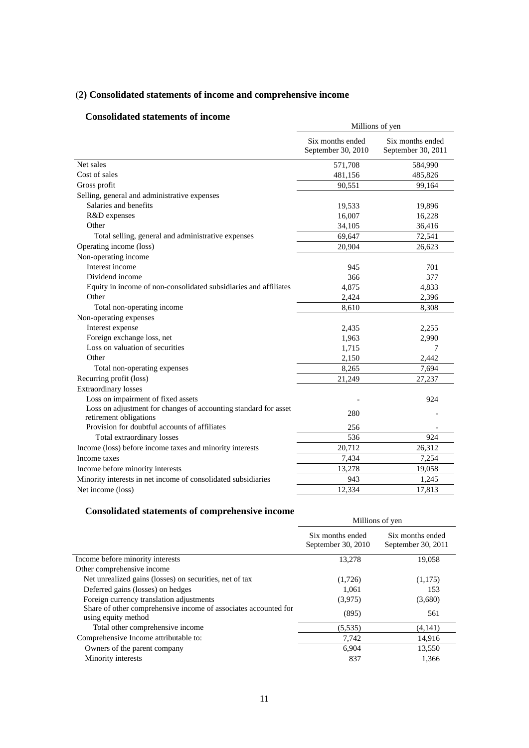## (2) Consolidated statements of income and comprehensive income

### Consolidated statements of income

| | Millions of yen | |
|---|---|---|
| | Six months ended September 30, 2010 | Six months ended September 30, 2011 |
| Net sales | 571,708 | 584,990 |
| Cost of sales | 481,156 | 485,826 |
| Gross profit | 90,551 | 99,164 |
| Selling, general and administrative expenses | | |
| Salaries and benefits | 19,533 | 19,896 |
| R&D expenses | 16,007 | 16,228 |
| Other | 34,105 | 36,416 |
| Total selling, general and administrative expenses | 69,647 | 72,541 |
| Operating income (loss) | 20,904 | 26,623 |
| Non-operating income | | |
| Interest income | 945 | 701 |
| Dividend income | 366 | 377 |
| Equity in income of non-consolidated subsidiaries and affiliates | 4,875 | 4,833 |
| Other | 2,424 | 2,396 |
| Total non-operating income | 8,610 | 8,308 |
| Non-operating expenses | | |
| Interest expense | 2,435 | 2,255 |
| Foreign exchange loss, net | 1,963 | 2,990 |
| Loss on valuation of securities | 1,715 | 7 |
| Other | 2,150 | 2,442 |
| Total non-operating expenses | 8,265 | 7,694 |
| Recurring profit (loss) | 21,249 | 27,237 |
| Extraordinary losses | | |
| Loss on impairment of fixed assets | - | 924 |
| Loss on adjustment for changes of accounting standard for asset retirement obligations | 280 | - |
| Provision for doubtful accounts of affiliates | 256 | - |
| Total extraordinary losses | 536 | 924 |
| Income (loss) before income taxes and minority interests | 20,712 | 26,312 |
| Income taxes | 7,434 | 7,254 |
| Income before minority interests | 13,278 | 19,058 |
| Minority interests in net income of consolidated subsidiaries | 943 | 1,245 |
| Net income (loss) | 12,334 | 17,813 |

### Consolidated statements of comprehensive income

| | Millions of yen | |
|---|---|---|
| | Six months ended September 30, 2010 | Six months ended September 30, 2011 |
| Income before minority interests | 13,278 | 19,058 |
| Other comprehensive income | | |
| Net unrealized gains (losses) on securities, net of tax | (1,726) | (1,175) |
| Deferred gains (losses) on hedges | 1,061 | 153 |
| Foreign currency translation adjustments | (3,975) | (3,680) |
| Share of other comprehensive income of associates accounted for using equity method | (895) | 561 |
| Total other comprehensive income | (5,535) | (4,141) |
| Comprehensive Income attributable to: | 7,742 | 14,916 |
| Owners of the parent company | 6,904 | 13,550 |
| Minority interests | 837 | 1,366 |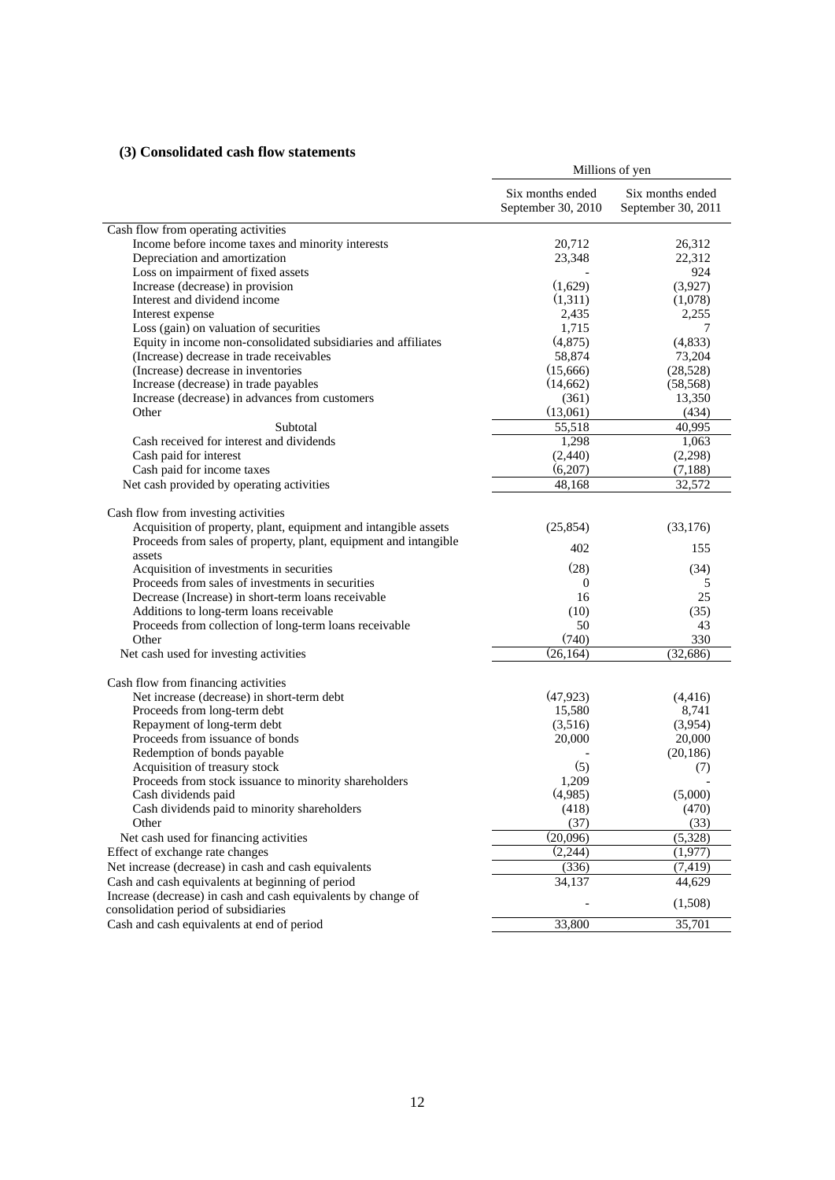### (3) Consolidated cash flow statements

| | Millions of yen | |
|---|---|---|
| | Six months ended September 30, 2010 | Six months ended September 30, 2011 |
| Cash flow from operating activities | | |
| Income before income taxes and minority interests | 20,712 | 26,312 |
| Depreciation and amortization | 23,348 | 22,312 |
| Loss on impairment of fixed assets | - | 924 |
| Increase (decrease) in provision | (1,629) | (3,927) |
| Interest and dividend income | (1,311) | (1,078) |
| Interest expense | 2,435 | 2,255 |
| Loss (gain) on valuation of securities | 1,715 | 7 |
| Equity in income non-consolidated subsidiaries and affiliates | (4,875) | (4,833) |
| (Increase) decrease in trade receivables | 58,874 | 73,204 |
| (Increase) decrease in inventories | (15,666) | (28,528) |
| Increase (decrease) in trade payables | (14,662) | (58,568) |
| Increase (decrease) in advances from customers | (361) | 13,350 |
| Other | (13,061) | (434) |
| Subtotal | 55,518 | 40,995 |
| Cash received for interest and dividends | 1,298 | 1,063 |
| Cash paid for interest | (2,440) | (2,298) |
| Cash paid for income taxes | (6,207) | (7,188) |
| Net cash provided by operating activities | 48,168 | 32,572 |
| Cash flow from investing activities | | |
| Acquisition of property, plant, equipment and intangible assets | (25,854) | (33,176) |
| Proceeds from sales of property, plant, equipment and intangible assets | 402 | 155 |
| Acquisition of investments in securities | (28) | (34) |
| Proceeds from sales of investments in securities | 0 | 5 |
| Decrease (Increase) in short-term loans receivable | 16 | 25 |
| Additions to long-term loans receivable | (10) | (35) |
| Proceeds from collection of long-term loans receivable | 50 | 43 |
| Other | (740) | 330 |
| Net cash used for investing activities | (26,164) | (32,686) |
| Cash flow from financing activities | | |
| Net increase (decrease) in short-term debt | (47,923) | (4,416) |
| Proceeds from long-term debt | 15,580 | 8,741 |
| Repayment of long-term debt | (3,516) | (3,954) |
| Proceeds from issuance of bonds | 20,000 | 20,000 |
| Redemption of bonds payable | - | (20,186) |
| Acquisition of treasury stock | (5) | (7) |
| Proceeds from stock issuance to minority shareholders | 1,209 | - |
| Cash dividends paid | (4,985) | (5,000) |
| Cash dividends paid to minority shareholders | (418) | (470) |
| Other | (37) | (33) |
| Net cash used for financing activities | (20,096) | (5,328) |
| Effect of exchange rate changes | (2,244) | (1,977) |
| Net increase (decrease) in cash and cash equivalents | (336) | (7,419) |
| Cash and cash equivalents at beginning of period | 34,137 | 44,629 |
| Increase (decrease) in cash and cash equivalents by change of consolidation period of subsidiaries | - | (1,508) |
| Cash and cash equivalents at end of period | 33,800 | 35,701 |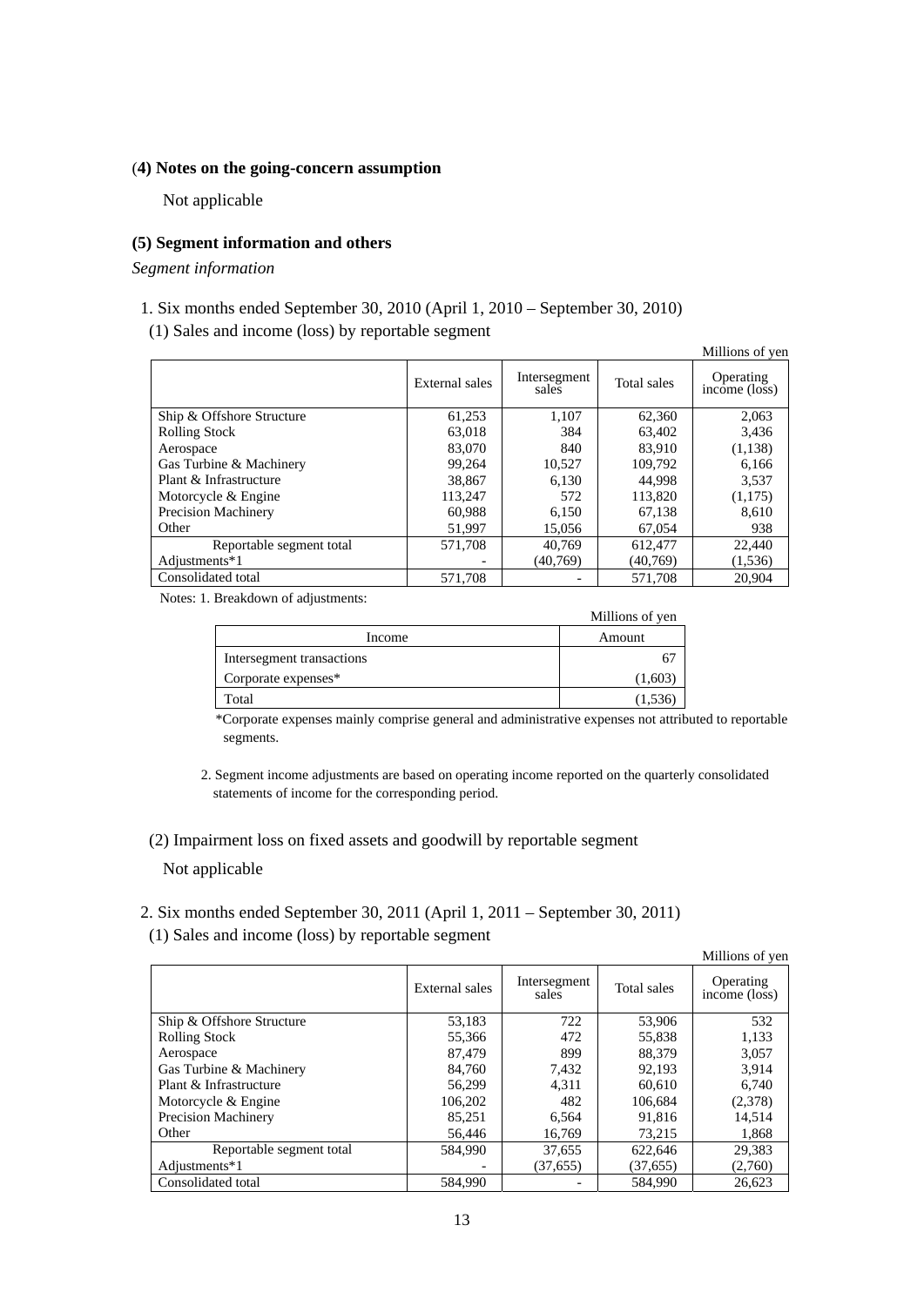### (4) Notes on the going-concern assumption

Not applicable

### (5) Segment information and others

*Segment information*

1. Six months ended September 30, 2010 (April 1, 2010 – September 30, 2010)

(1) Sales and income (loss) by reportable segment

Millions of yen

| | External sales | Intersegment sales | Total sales | Operating income (loss) |
|---|---|---|---|---|
| Ship & Offshore Structure | 61,253 | 1,107 | 62,360 | 2,063 |
| Rolling Stock | 63,018 | 384 | 63,402 | 3,436 |
| Aerospace | 83,070 | 840 | 83,910 | (1,138) |
| Gas Turbine & Machinery | 99,264 | 10,527 | 109,792 | 6,166 |
| Plant & Infrastructure | 38,867 | 6,130 | 44,998 | 3,537 |
| Motorcycle & Engine | 113,247 | 572 | 113,820 | (1,175) |
| Precision Machinery | 60,988 | 6,150 | 67,138 | 8,610 |
| Other | 51,997 | 15,056 | 67,054 | 938 |
| Reportable segment total | 571,708 | 40,769 | 612,477 | 22,440 |
| Adjustments*1 | - | (40,769) | (40,769) | (1,536) |
| Consolidated total | 571,708 | - | 571,708 | 20,904 |

Notes: 1. Breakdown of adjustments:

Millions of yen

| Income | Amount |
|---|---|
| Intersegment transactions | 67 |
| Corporate expenses* | (1,603) |
| Total | (1,536) |

*Corporate expenses mainly comprise general and administrative expenses not attributed to reportable segments.

2. Segment income adjustments are based on operating income reported on the quarterly consolidated statements of income for the corresponding period.

(2) Impairment loss on fixed assets and goodwill by reportable segment

Not applicable

2. Six months ended September 30, 2011 (April 1, 2011 – September 30, 2011)

(1) Sales and income (loss) by reportable segment

Millions of yen

| | External sales | Intersegment sales | Total sales | Operating income (loss) |
|---|---|---|---|---|
| Ship & Offshore Structure | 53,183 | 722 | 53,906 | 532 |
| Rolling Stock | 55,366 | 472 | 55,838 | 1,133 |
| Aerospace | 87,479 | 899 | 88,379 | 3,057 |
| Gas Turbine & Machinery | 84,760 | 7,432 | 92,193 | 3,914 |
| Plant & Infrastructure | 56,299 | 4,311 | 60,610 | 6,740 |
| Motorcycle & Engine | 106,202 | 482 | 106,684 | (2,378) |
| Precision Machinery | 85,251 | 6,564 | 91,816 | 14,514 |
| Other | 56,446 | 16,769 | 73,215 | 1,868 |
| Reportable segment total | 584,990 | 37,655 | 622,646 | 29,383 |
| Adjustments*1 | - | (37,655) | (37,655) | (2,760) |
| Consolidated total | 584,990 | - | 584,990 | 26,623 |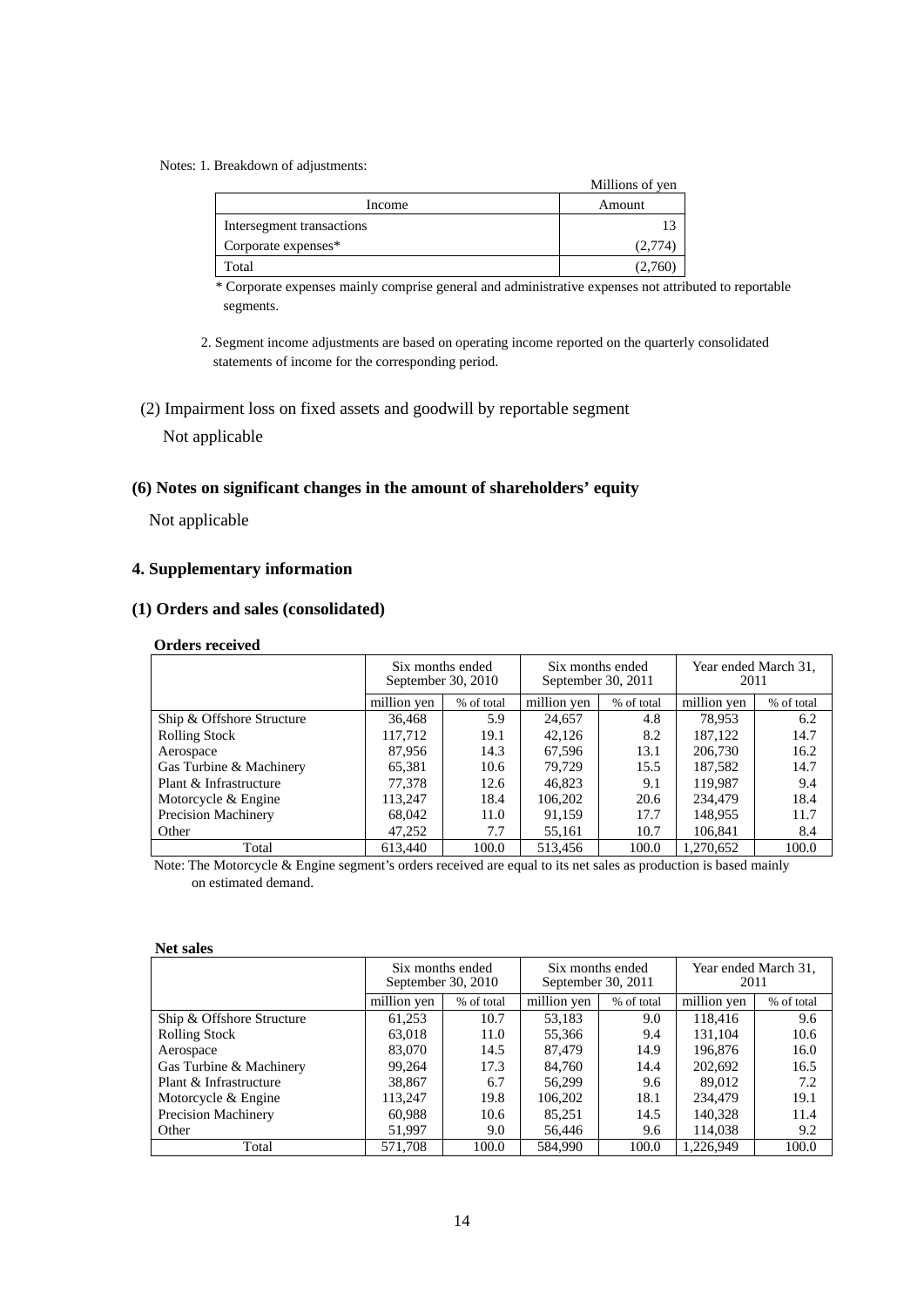Notes: 1. Breakdown of adjustments:

Millions of yen

| Income | Amount |
|---|---|
| Intersegment transactions | 13 |
| Corporate expenses* | (2,774) |
| Total | (2,760) |

\* Corporate expenses mainly comprise general and administrative expenses not attributed to reportable segments.

2. Segment income adjustments are based on operating income reported on the quarterly consolidated statements of income for the corresponding period.

(2) Impairment loss on fixed assets and goodwill by reportable segment

Not applicable

### (6) Notes on significant changes in the amount of shareholders' equity

Not applicable

## 4. Supplementary information

### (1) Orders and sales (consolidated)

**Orders received**

| | Six months ended September 30, 2010 | | Six months ended September 30, 2011 | | Year ended March 31, 2011 | |
|---|---|---|---|---|---|---|
| | million yen | % of total | million yen | % of total | million yen | % of total |
| Ship & Offshore Structure | 36,468 | 5.9 | 24,657 | 4.8 | 78,953 | 6.2 |
| Rolling Stock | 117,712 | 19.1 | 42,126 | 8.2 | 187,122 | 14.7 |
| Aerospace | 87,956 | 14.3 | 67,596 | 13.1 | 206,730 | 16.2 |
| Gas Turbine & Machinery | 65,381 | 10.6 | 79,729 | 15.5 | 187,582 | 14.7 |
| Plant & Infrastructure | 77,378 | 12.6 | 46,823 | 9.1 | 119,987 | 9.4 |
| Motorcycle & Engine | 113,247 | 18.4 | 106,202 | 20.6 | 234,479 | 18.4 |
| Precision Machinery | 68,042 | 11.0 | 91,159 | 17.7 | 148,955 | 11.7 |
| Other | 47,252 | 7.7 | 55,161 | 10.7 | 106,841 | 8.4 |
| Total | 613,440 | 100.0 | 513,456 | 100.0 | 1,270,652 | 100.0 |

Note: The Motorcycle & Engine segment's orders received are equal to its net sales as production is based mainly on estimated demand.

**Net sales**

| | Six months ended September 30, 2010 | | Six months ended September 30, 2011 | | Year ended March 31, 2011 | |
|---|---|---|---|---|---|---|
| | million yen | % of total | million yen | % of total | million yen | % of total |
| Ship & Offshore Structure | 61,253 | 10.7 | 53,183 | 9.0 | 118,416 | 9.6 |
| Rolling Stock | 63,018 | 11.0 | 55,366 | 9.4 | 131,104 | 10.6 |
| Aerospace | 83,070 | 14.5 | 87,479 | 14.9 | 196,876 | 16.0 |
| Gas Turbine & Machinery | 99,264 | 17.3 | 84,760 | 14.4 | 202,692 | 16.5 |
| Plant & Infrastructure | 38,867 | 6.7 | 56,299 | 9.6 | 89,012 | 7.2 |
| Motorcycle & Engine | 113,247 | 19.8 | 106,202 | 18.1 | 234,479 | 19.1 |
| Precision Machinery | 60,988 | 10.6 | 85,251 | 14.5 | 140,328 | 11.4 |
| Other | 51,997 | 9.0 | 56,446 | 9.6 | 114,038 | 9.2 |
| Total | 571,708 | 100.0 | 584,990 | 100.0 | 1,226,949 | 100.0 |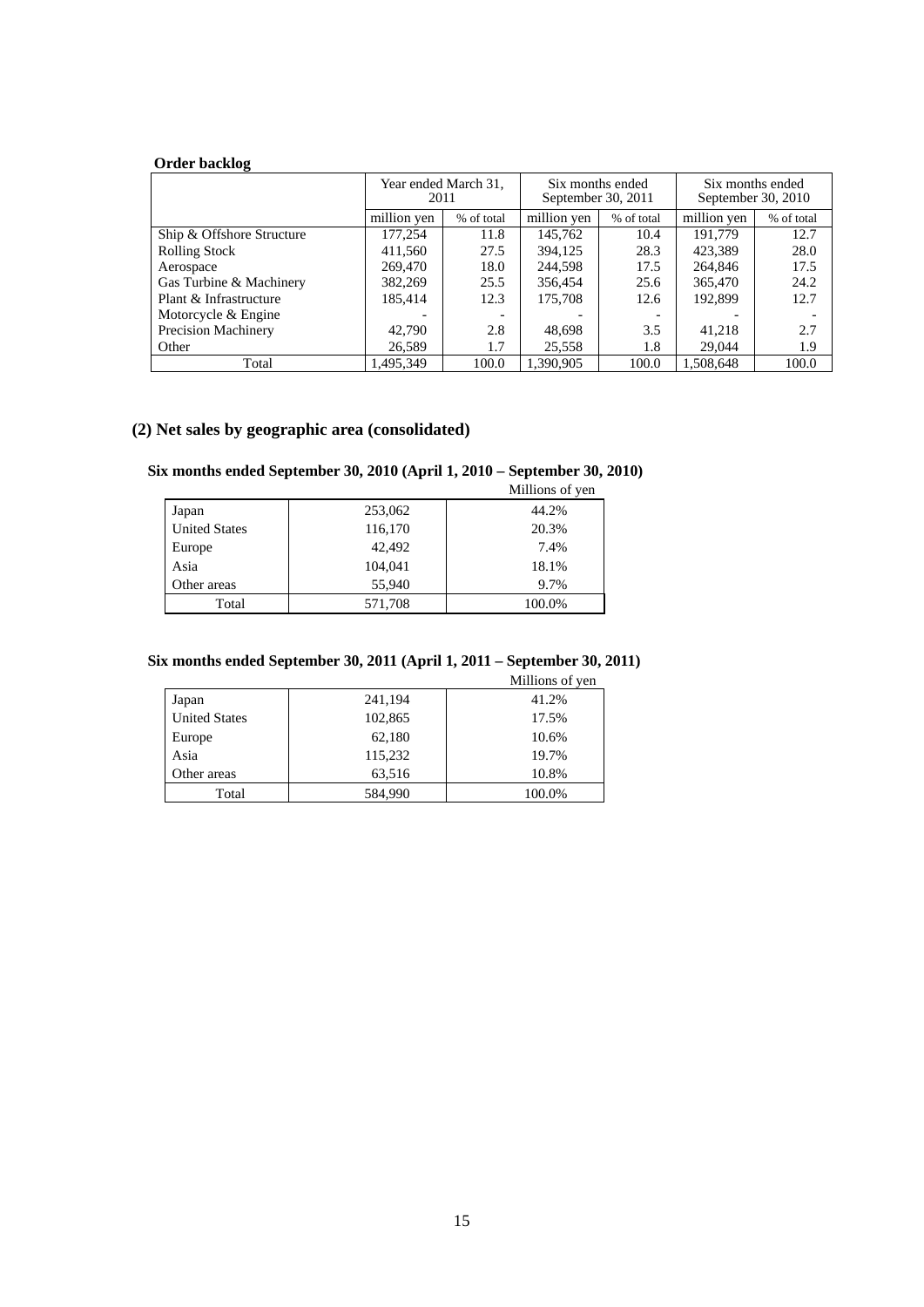**Order backlog**

| | Year ended March 31, 2011 | | Six months ended September 30, 2011 | | Six months ended September 30, 2010 | |
|---|---|---|---|---|---|---|
| | million yen | % of total | million yen | % of total | million yen | % of total |
| Ship & Offshore Structure | 177,254 | 11.8 | 145,762 | 10.4 | 191,779 | 12.7 |
| Rolling Stock | 411,560 | 27.5 | 394,125 | 28.3 | 423,389 | 28.0 |
| Aerospace | 269,470 | 18.0 | 244,598 | 17.5 | 264,846 | 17.5 |
| Gas Turbine & Machinery | 382,269 | 25.5 | 356,454 | 25.6 | 365,470 | 24.2 |
| Plant & Infrastructure | 185,414 | 12.3 | 175,708 | 12.6 | 192,899 | 12.7 |
| Motorcycle & Engine | - | - | - | - | - | - |
| Precision Machinery | 42,790 | 2.8 | 48,698 | 3.5 | 41,218 | 2.7 |
| Other | 26,589 | 1.7 | 25,558 | 1.8 | 29,044 | 1.9 |
| Total | 1,495,349 | 100.0 | 1,390,905 | 100.0 | 1,508,648 | 100.0 |

## (2) Net sales by geographic area (consolidated)

### Six months ended September 30, 2010 (April 1, 2010 – September 30, 2010)

Millions of yen

| | | |
|---|---|---|
| Japan | 253,062 | 44.2% |
| United States | 116,170 | 20.3% |
| Europe | 42,492 | 7.4% |
| Asia | 104,041 | 18.1% |
| Other areas | 55,940 | 9.7% |
| Total | 571,708 | 100.0% |

### Six months ended September 30, 2011 (April 1, 2011 – September 30, 2011)

Millions of yen

| | | |
|---|---|---|
| Japan | 241,194 | 41.2% |
| United States | 102,865 | 17.5% |
| Europe | 62,180 | 10.6% |
| Asia | 115,232 | 19.7% |
| Other areas | 63,516 | 10.8% |
| Total | 584,990 | 100.0% |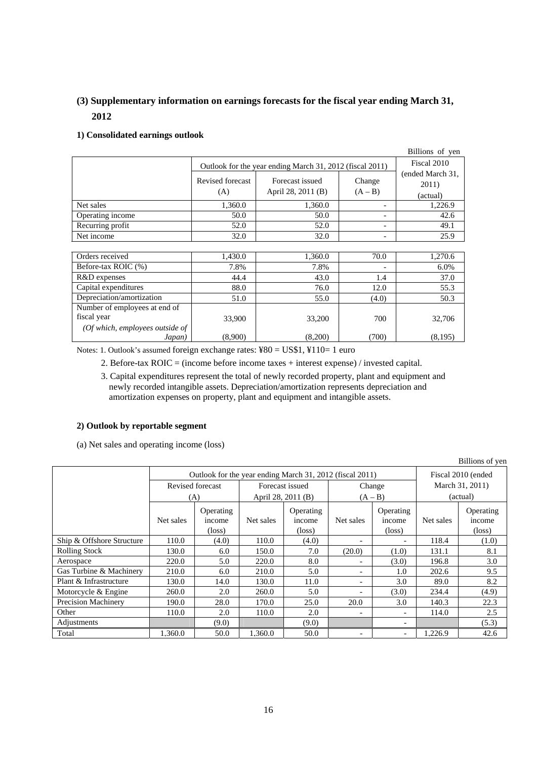## (3) Supplementary information on earnings forecasts for the fiscal year ending March 31, 2012

### 1) Consolidated earnings outlook

Billions of yen

| | Outlook for the year ending March 31, 2012 (fiscal 2011) | | | Fiscal 2010 (ended March 31, 2011) (actual) |
|---|---|---|---|---|
| | Revised forecast (A) | Forecast issued April 28, 2011 (B) | Change (A – B) | |
| Net sales | 1,360.0 | 1,360.0 | - | 1,226.9 |
| Operating income | 50.0 | 50.0 | - | 42.6 |
| Recurring profit | 52.0 | 52.0 | - | 49.1 |
| Net income | 32.0 | 32.0 | - | 25.9 |
| | | | | |
| Orders received | 1,430.0 | 1,360.0 | 70.0 | 1,270.6 |
| Before-tax ROIC (%) | 7.8% | 7.8% | - | 6.0% |
| R&D expenses | 44.4 | 43.0 | 1.4 | 37.0 |
| Capital expenditures | 88.0 | 76.0 | 12.0 | 55.3 |
| Depreciation/amortization | 51.0 | 55.0 | (4.0) | 50.3 |
| Number of employees at end of fiscal year | 33,900 | 33,200 | 700 | 32,706 |
| *(Of which, employees outside of Japan)* | (8,900) | (8,200) | (700) | (8,195) |

Notes: 1. Outlook's assumed foreign exchange rates: ¥80 = US$1, ¥110= 1 euro

2. Before-tax ROIC = (income before income taxes + interest expense) / invested capital.

3. Capital expenditures represent the total of newly recorded property, plant and equipment and newly recorded intangible assets. Depreciation/amortization represents depreciation and amortization expenses on property, plant and equipment and intangible assets.

### 2) Outlook by reportable segment

(a) Net sales and operating income (loss)

Billions of yen

| | Outlook for the year ending March 31, 2012 (fiscal 2011) | | | | | | Fiscal 2010 (ended March 31, 2011) (actual) | |
|---|---|---|---|---|---|---|---|---|
| | Revised forecast (A) | | Forecast issued April 28, 2011 (B) | | Change (A – B) | | | |
| | Net sales | Operating income (loss) | Net sales | Operating income (loss) | Net sales | Operating income (loss) | Net sales | Operating income (loss) |
| Ship & Offshore Structure | 110.0 | (4.0) | 110.0 | (4.0) | - | - | 118.4 | (1.0) |
| Rolling Stock | 130.0 | 6.0 | 150.0 | 7.0 | (20.0) | (1.0) | 131.1 | 8.1 |
| Aerospace | 220.0 | 5.0 | 220.0 | 8.0 | - | (3.0) | 196.8 | 3.0 |
| Gas Turbine & Machinery | 210.0 | 6.0 | 210.0 | 5.0 | - | 1.0 | 202.6 | 9.5 |
| Plant & Infrastructure | 130.0 | 14.0 | 130.0 | 11.0 | - | 3.0 | 89.0 | 8.2 |
| Motorcycle & Engine | 260.0 | 2.0 | 260.0 | 5.0 | - | (3.0) | 234.4 | (4.9) |
| Precision Machinery | 190.0 | 28.0 | 170.0 | 25.0 | 20.0 | 3.0 | 140.3 | 22.3 |
| Other | 110.0 | 2.0 | 110.0 | 2.0 | - | - | 114.0 | 2.5 |
| Adjustments | | (9.0) | | (9.0) | | - | | (5.3) |
| Total | 1,360.0 | 50.0 | 1,360.0 | 50.0 | - | - | 1,226.9 | 42.6 |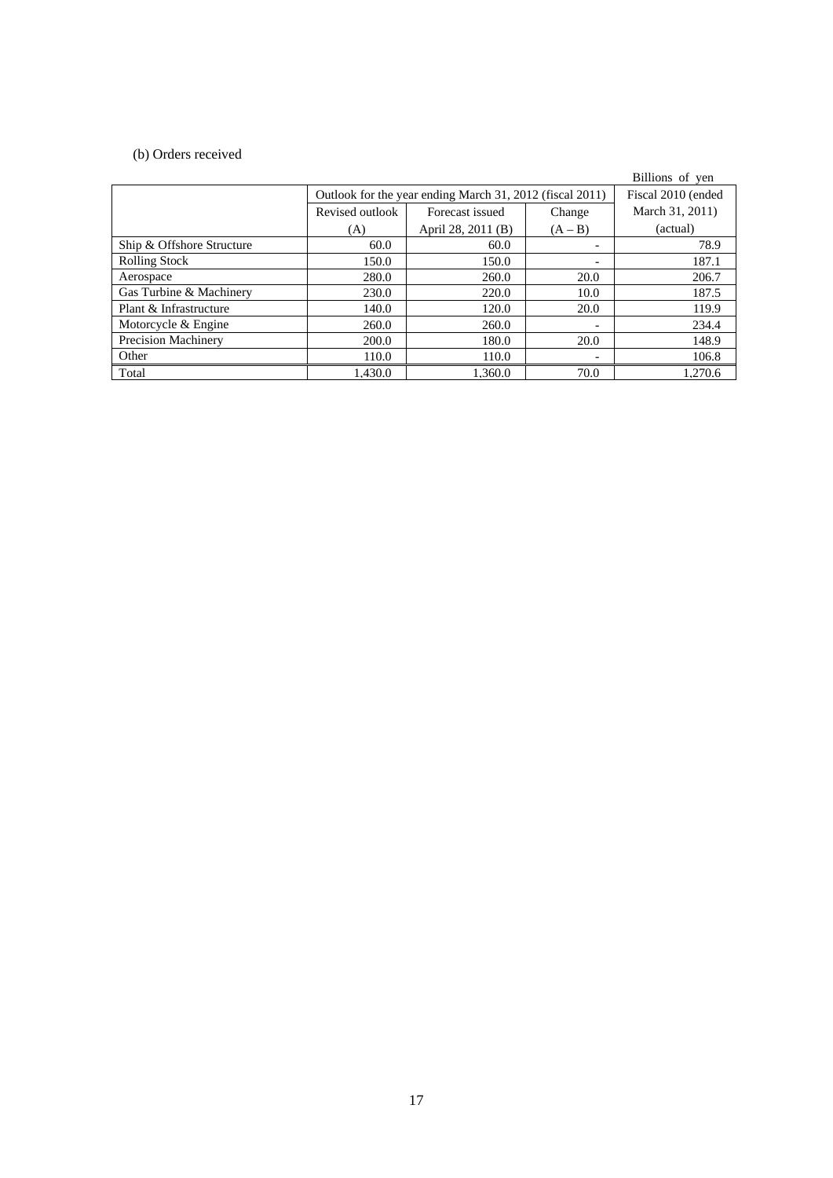(b) Orders received

Billions of yen

| | Outlook for the year ending March 31, 2012 (fiscal 2011) | | | Fiscal 2010 (ended March 31, 2011) (actual) |
|---|---|---|---|---|
| | Revised outlook (A) | Forecast issued April 28, 2011 (B) | Change (A – B) | |
| Ship & Offshore Structure | 60.0 | 60.0 | - | 78.9 |
| Rolling Stock | 150.0 | 150.0 | - | 187.1 |
| Aerospace | 280.0 | 260.0 | 20.0 | 206.7 |
| Gas Turbine & Machinery | 230.0 | 220.0 | 10.0 | 187.5 |
| Plant & Infrastructure | 140.0 | 120.0 | 20.0 | 119.9 |
| Motorcycle & Engine | 260.0 | 260.0 | - | 234.4 |
| Precision Machinery | 200.0 | 180.0 | 20.0 | 148.9 |
| Other | 110.0 | 110.0 | - | 106.8 |
| Total | 1,430.0 | 1,360.0 | 70.0 | 1,270.6 |